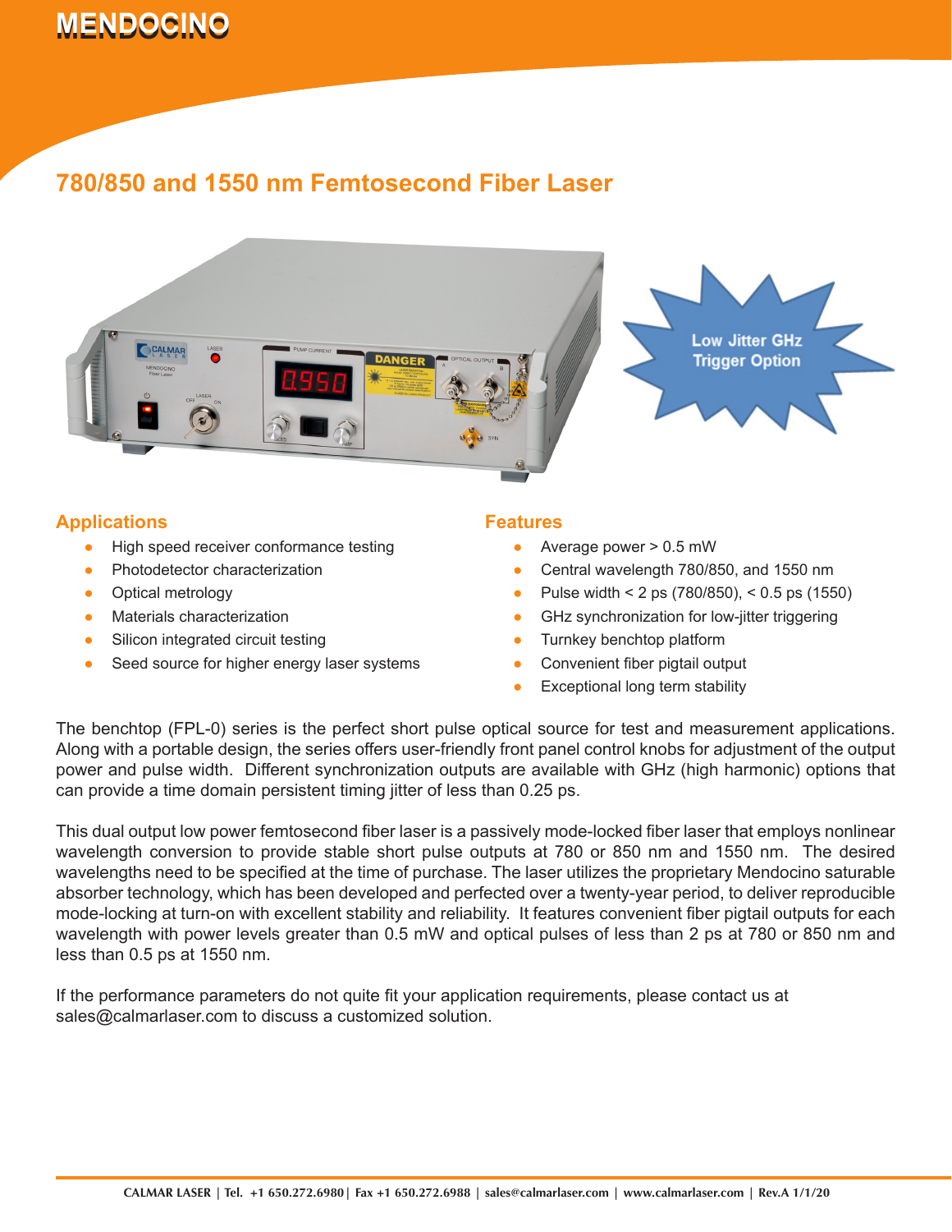# MENDOCINO

## 780/850 and 1550 nm Femtosecond Fiber Laser

Low Jitter GHz Trigger Option

### Applications

- High speed receiver conformance testing
- Photodetector characterization
- Optical metrology
- Materials characterization
- Silicon integrated circuit testing
- Seed source for higher energy laser systems

### Features

- Average power > 0.5 mW
- Central wavelength 780/850, and 1550 nm
- Pulse width < 2 ps (780/850), < 0.5 ps (1550)
- GHz synchronization for low-jitter triggering
- Turnkey benchtop platform
- Convenient fiber pigtail output
- Exceptional long term stability

The benchtop (FPL-0) series is the perfect short pulse optical source for test and measurement applications. Along with a portable design, the series offers user-friendly front panel control knobs for adjustment of the output power and pulse width. Different synchronization outputs are available with GHz (high harmonic) options that can provide a time domain persistent timing jitter of less than 0.25 ps.

This dual output low power femtosecond fiber laser is a passively mode-locked fiber laser that employs nonlinear wavelength conversion to provide stable short pulse outputs at 780 or 850 nm and 1550 nm. The desired wavelengths need to be specified at the time of purchase. The laser utilizes the proprietary Mendocino saturable absorber technology, which has been developed and perfected over a twenty-year period, to deliver reproducible mode-locking at turn-on with excellent stability and reliability. It features convenient fiber pigtail outputs for each wavelength with power levels greater than 0.5 mW and optical pulses of less than 2 ps at 780 or 850 nm and less than 0.5 ps at 1550 nm.

If the performance parameters do not quite fit your application requirements, please contact us at sales@calmarlaser.com to discuss a customized solution.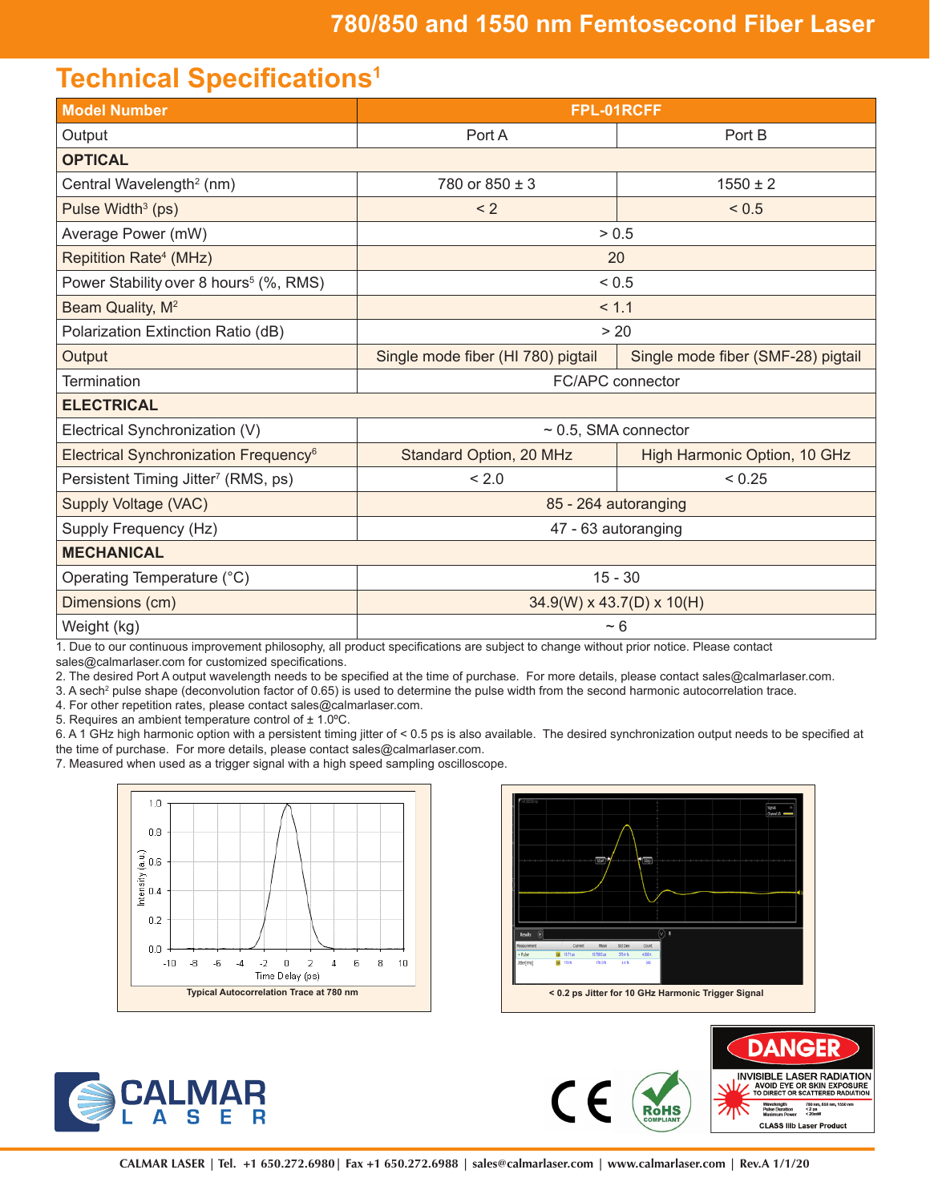## Technical Specifications[1]

| Model Number | FPL-01RCFF | |
|---|---|---|
| Output | Port A | Port B |
| **OPTICAL** | | |
| Central Wavelength[2] (nm) | 780 or 850 ± 3 | 1550 ± 2 |
| Pulse Width[3] (ps) | < 2 | < 0.5 |
| Average Power (mW) | > 0.5 | |
| Repitition Rate[4] (MHz) | 20 | |
| Power Stability over 8 hours[5] (%, RMS) | < 0.5 | |
| Beam Quality, $M^2$ | < 1.1 | |
| Polarization Extinction Ratio (dB) | > 20 | |
| Output | Single mode fiber (HI 780) pigtail | Single mode fiber (SMF-28) pigtail |
| Termination | FC/APC connector | |
| **ELECTRICAL** | | |
| Electrical Synchronization (V) | ~ 0.5, SMA connector | |
| Electrical Synchronization Frequency[6] | Standard Option, 20 MHz | High Harmonic Option, 10 GHz |
| Persistent Timing Jitter[7] (RMS, ps) | < 2.0 | < 0.25 |
| Supply Voltage (VAC) | 85 - 264 autoranging | |
| Supply Frequency (Hz) | 47 - 63 autoranging | |
| **MECHANICAL** | | |
| Operating Temperature (°C) | 15 - 30 | |
| Dimensions (cm) | 34.9(W) x 43.7(D) x 10(H) | |
| Weight (kg) | ~ 6 | |

1. Due to our continuous improvement philosophy, all product specifications are subject to change without prior notice. Please contact sales@calmarlaser.com for customized specifications.
2. The desired Port A output wavelength needs to be specified at the time of purchase. For more details, please contact sales@calmarlaser.com.
3. A $sech^2$ pulse shape (deconvolution factor of 0.65) is used to determine the pulse width from the second harmonic autocorrelation trace.
4. For other repetition rates, please contact sales@calmarlaser.com.
5. Requires an ambient temperature control of ± 1.0ºC.
6. A 1 GHz high harmonic option with a persistent timing jitter of < 0.5 ps is also available. The desired synchronization output needs to be specified at the time of purchase. For more details, please contact sales@calmarlaser.com.
7. Measured when used as a trigger signal with a high speed sampling oscilloscope.

1.0
0.8
0.6
0.4
0.2
0.0
Intensity (a.u.)
-10 -8 -6 -4 -2 0 2 4 6 8 10
Time Delay (ps)

Typical Autocorrelation Trace at 780 nm

< 0.2 ps Jitter for 10 GHz Harmonic Trigger Signal

CALMAR LASER

DANGER
INVISIBLE LASER RADIATION
AVOID EYE OR SKIN EXPOSURE
TO DIRECT OR SCATTERED RADIATION
CLASS IIIb Laser Product

CALMAR LASER | Tel. +1 650.272.6980 | Fax +1 650.272.6988 | sales@calmarlaser.com | www.calmarlaser.com | Rev.A 1/1/20